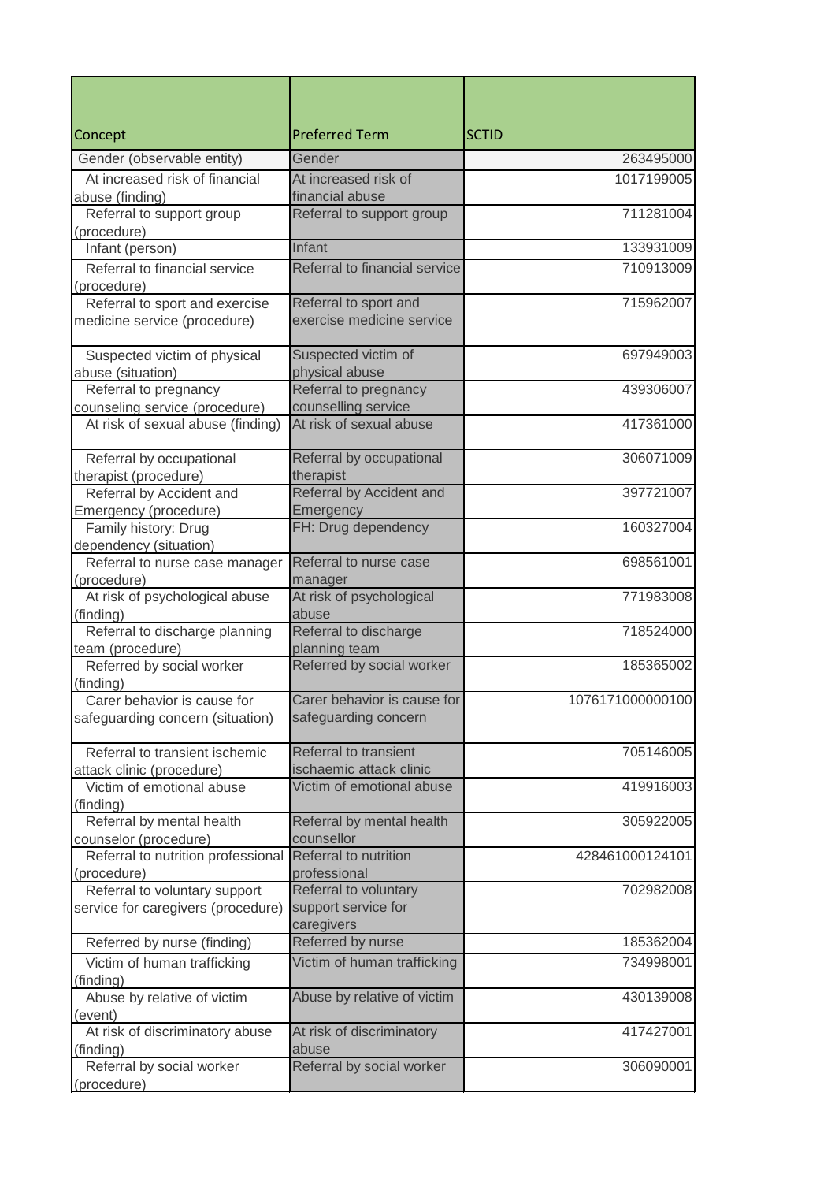| Concept | Preferred Term | SCTID |
|---|---|---|
| Gender (observable entity) | Gender | 263495000 |
| At increased risk of financial abuse (finding) | At increased risk of financial abuse | 1017199005 |
| Referral to support group (procedure) | Referral to support group | 711281004 |
| Infant (person) | Infant | 133931009 |
| Referral to financial service (procedure) | Referral to financial service | 710913009 |
| Referral to sport and exercise medicine service (procedure) | Referral to sport and exercise medicine service | 715962007 |
| Suspected victim of physical abuse (situation) | Suspected victim of physical abuse | 697949003 |
| Referral to pregnancy counseling service (procedure) | Referral to pregnancy counselling service | 439306007 |
| At risk of sexual abuse (finding) | At risk of sexual abuse | 417361000 |
| Referral by occupational therapist (procedure) | Referral by occupational therapist | 306071009 |
| Referral by Accident and Emergency (procedure) | Referral by Accident and Emergency | 397721007 |
| Family history: Drug dependency (situation) | FH: Drug dependency | 160327004 |
| Referral to nurse case manager (procedure) | Referral to nurse case manager | 698561001 |
| At risk of psychological abuse (finding) | At risk of psychological abuse | 771983008 |
| Referral to discharge planning team (procedure) | Referral to discharge planning team | 718524000 |
| Referred by social worker (finding) | Referred by social worker | 185365002 |
| Carer behavior is cause for safeguarding concern (situation) | Carer behavior is cause for safeguarding concern | 1076171000000100 |
| Referral to transient ischemic attack clinic (procedure) | Referral to transient ischaemic attack clinic | 705146005 |
| Victim of emotional abuse (finding) | Victim of emotional abuse | 419916003 |
| Referral by mental health counselor (procedure) | Referral by mental health counsellor | 305922005 |
| Referral to nutrition professional (procedure) | Referral to nutrition professional | 428461000124101 |
| Referral to voluntary support service for caregivers (procedure) | Referral to voluntary support service for caregivers | 702982008 |
| Referred by nurse (finding) | Referred by nurse | 185362004 |
| Victim of human trafficking (finding) | Victim of human trafficking | 734998001 |
| Abuse by relative of victim (event) | Abuse by relative of victim | 430139008 |
| At risk of discriminatory abuse (finding) | At risk of discriminatory abuse | 417427001 |
| Referral by social worker (procedure) | Referral by social worker | 306090001 |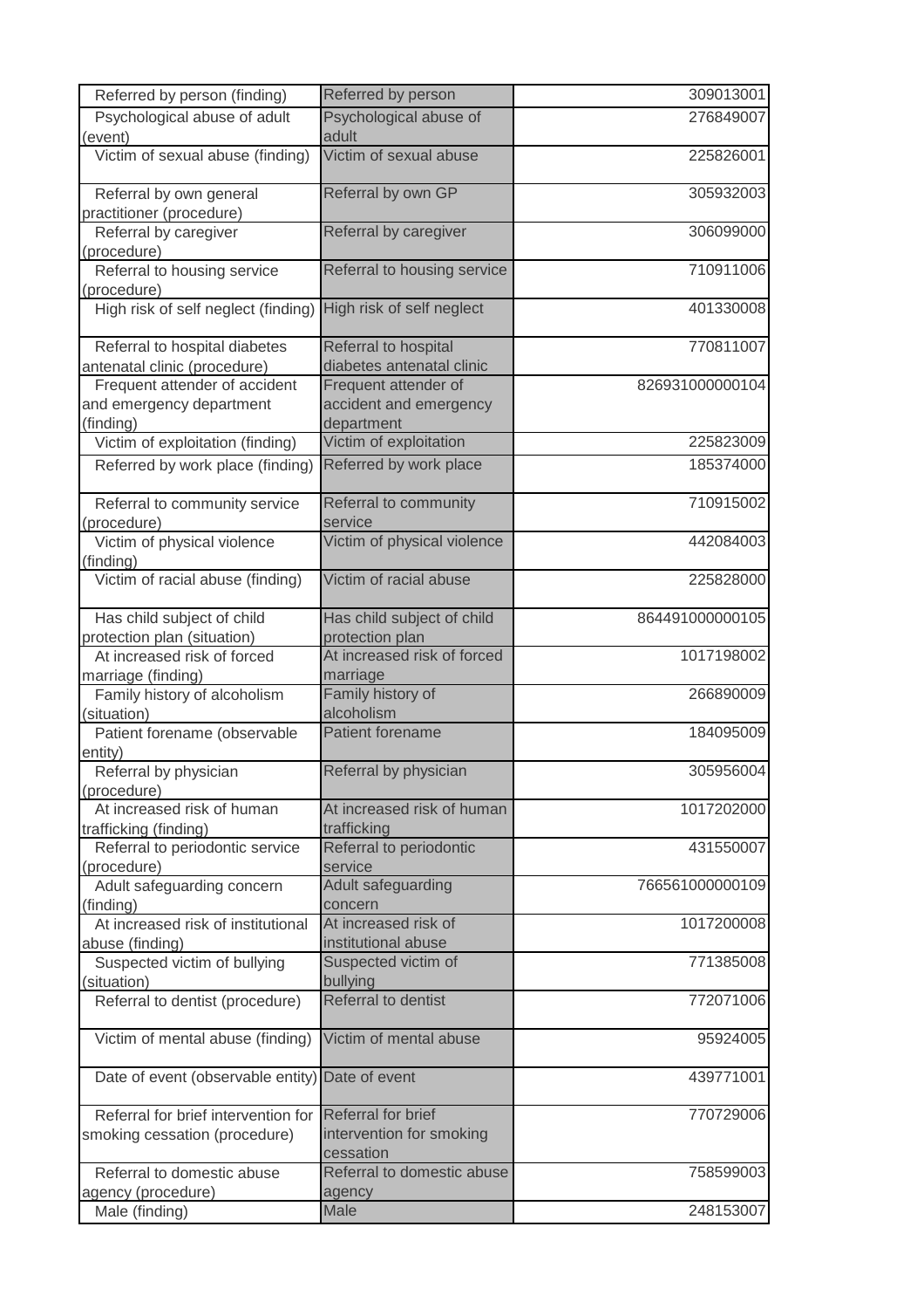| | | |
|---|---|---|
| Referred by person (finding) | Referred by person | 309013001 |
| Psychological abuse of adult (event) | Psychological abuse of adult | 276849007 |
| Victim of sexual abuse (finding) | Victim of sexual abuse | 225826001 |
| Referral by own general practitioner (procedure) | Referral by own GP | 305932003 |
| Referral by caregiver (procedure) | Referral by caregiver | 306099000 |
| Referral to housing service (procedure) | Referral to housing service | 710911006 |
| High risk of self neglect (finding) | High risk of self neglect | 401330008 |
| Referral to hospital diabetes antenatal clinic (procedure) | Referral to hospital diabetes antenatal clinic | 770811007 |
| Frequent attender of accident and emergency department (finding) | Frequent attender of accident and emergency department | 826931000000104 |
| Victim of exploitation (finding) | Victim of exploitation | 225823009 |
| Referred by work place (finding) | Referred by work place | 185374000 |
| Referral to community service (procedure) | Referral to community service | 710915002 |
| Victim of physical violence (finding) | Victim of physical violence | 442084003 |
| Victim of racial abuse (finding) | Victim of racial abuse | 225828000 |
| Has child subject of child protection plan (situation) | Has child subject of child protection plan | 864491000000105 |
| At increased risk of forced marriage (finding) | At increased risk of forced marriage | 1017198002 |
| Family history of alcoholism (situation) | Family history of alcoholism | 266890009 |
| Patient forename (observable entity) | Patient forename | 184095009 |
| Referral by physician (procedure) | Referral by physician | 305956004 |
| At increased risk of human trafficking (finding) | At increased risk of human trafficking | 1017202000 |
| Referral to periodontic service (procedure) | Referral to periodontic service | 431550007 |
| Adult safeguarding concern (finding) | Adult safeguarding concern | 766561000000109 |
| At increased risk of institutional abuse (finding) | At increased risk of institutional abuse | 1017200008 |
| Suspected victim of bullying (situation) | Suspected victim of bullying | 771385008 |
| Referral to dentist (procedure) | Referral to dentist | 772071006 |
| Victim of mental abuse (finding) | Victim of mental abuse | 95924005 |
| Date of event (observable entity) | Date of event | 439771001 |
| Referral for brief intervention for smoking cessation (procedure) | Referral for brief intervention for smoking cessation | 770729006 |
| Referral to domestic abuse agency (procedure) | Referral to domestic abuse agency | 758599003 |
| Male (finding) | Male | 248153007 |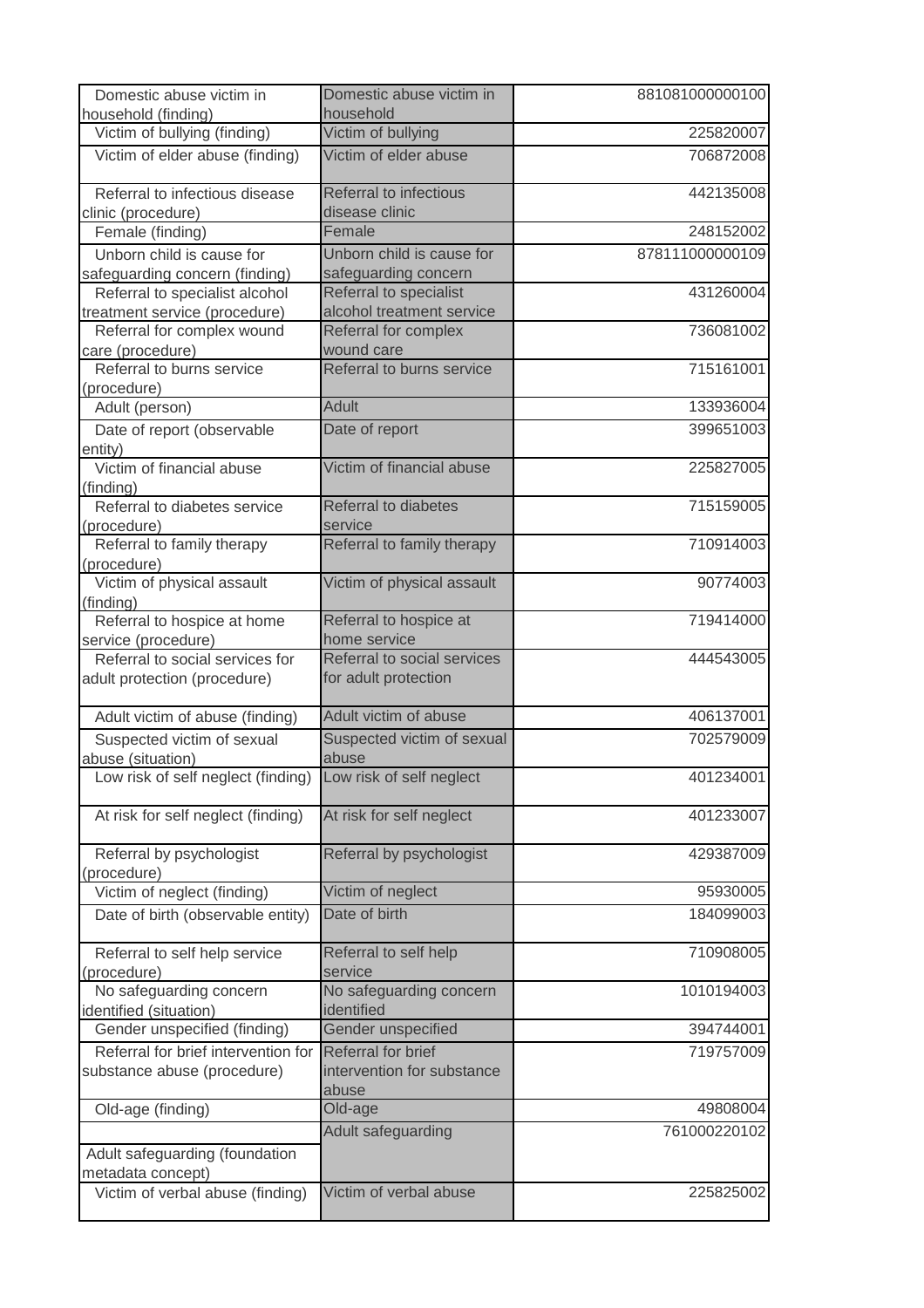| | | |
|---|---|---|
| Domestic abuse victim in household (finding) | Domestic abuse victim in household | 881081000000100 |
| Victim of bullying (finding) | Victim of bullying | 225820007 |
| Victim of elder abuse (finding) | Victim of elder abuse | 706872008 |
| Referral to infectious disease clinic (procedure) | Referral to infectious disease clinic | 442135008 |
| Female (finding) | Female | 248152002 |
| Unborn child is cause for safeguarding concern (finding) | Unborn child is cause for safeguarding concern | 878111000000109 |
| Referral to specialist alcohol treatment service (procedure) | Referral to specialist alcohol treatment service | 431260004 |
| Referral for complex wound care (procedure) | Referral for complex wound care | 736081002 |
| Referral to burns service (procedure) | Referral to burns service | 715161001 |
| Adult (person) | Adult | 133936004 |
| Date of report (observable entity) | Date of report | 399651003 |
| Victim of financial abuse (finding) | Victim of financial abuse | 225827005 |
| Referral to diabetes service (procedure) | Referral to diabetes service | 715159005 |
| Referral to family therapy (procedure) | Referral to family therapy | 710914003 |
| Victim of physical assault (finding) | Victim of physical assault | 90774003 |
| Referral to hospice at home service (procedure) | Referral to hospice at home service | 719414000 |
| Referral to social services for adult protection (procedure) | Referral to social services for adult protection | 444543005 |
| Adult victim of abuse (finding) | Adult victim of abuse | 406137001 |
| Suspected victim of sexual abuse (situation) | Suspected victim of sexual abuse | 702579009 |
| Low risk of self neglect (finding) | Low risk of self neglect | 401234001 |
| At risk for self neglect (finding) | At risk for self neglect | 401233007 |
| Referral by psychologist (procedure) | Referral by psychologist | 429387009 |
| Victim of neglect (finding) | Victim of neglect | 95930005 |
| Date of birth (observable entity) | Date of birth | 184099003 |
| Referral to self help service (procedure) | Referral to self help service | 710908005 |
| No safeguarding concern identified (situation) | No safeguarding concern identified | 1010194003 |
| Gender unspecified (finding) | Gender unspecified | 394744001 |
| Referral for brief intervention for substance abuse (procedure) | Referral for brief intervention for substance abuse | 719757009 |
| Old-age (finding) | Old-age | 49808004 |
| Adult safeguarding (foundation metadata concept) | Adult safeguarding | 761000220102 |
| Victim of verbal abuse (finding) | Victim of verbal abuse | 225825002 |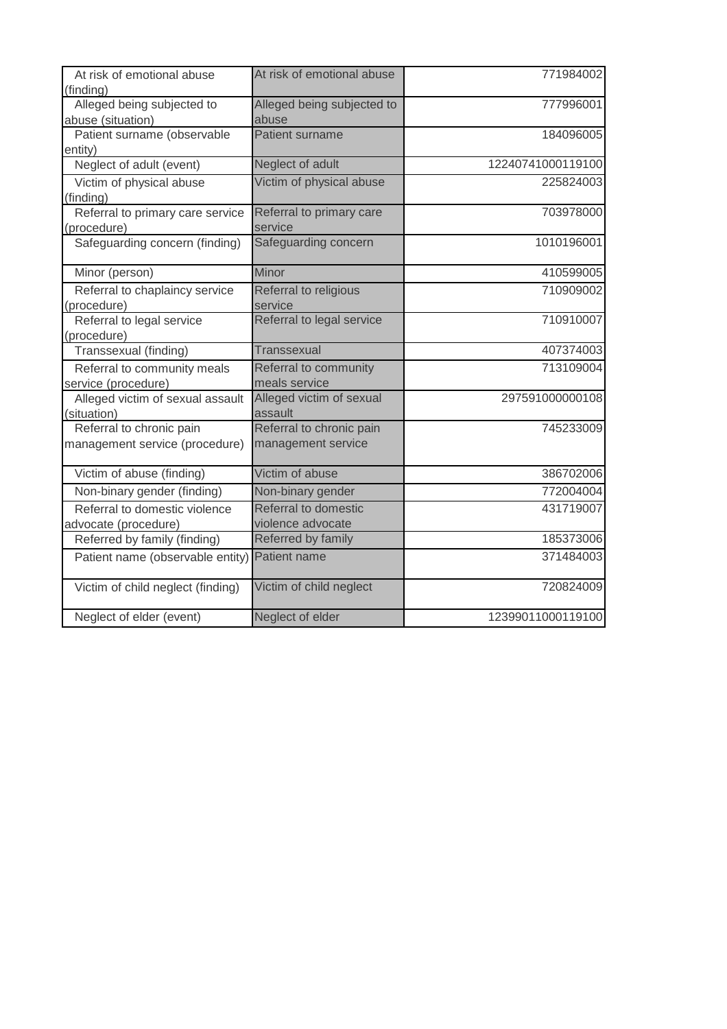| | | |
|---|---|---|
| At risk of emotional abuse (finding) | At risk of emotional abuse | 771984002 |
| Alleged being subjected to abuse (situation) | Alleged being subjected to abuse | 777996001 |
| Patient surname (observable entity) | Patient surname | 184096005 |
| Neglect of adult (event) | Neglect of adult | 12240741000119100 |
| Victim of physical abuse (finding) | Victim of physical abuse | 225824003 |
| Referral to primary care service (procedure) | Referral to primary care service | 703978000 |
| Safeguarding concern (finding) | Safeguarding concern | 1010196001 |
| Minor (person) | Minor | 410599005 |
| Referral to chaplaincy service (procedure) | Referral to religious service | 710909002 |
| Referral to legal service (procedure) | Referral to legal service | 710910007 |
| Transsexual (finding) | Transsexual | 407374003 |
| Referral to community meals service (procedure) | Referral to community meals service | 713109004 |
| Alleged victim of sexual assault (situation) | Alleged victim of sexual assault | 297591000000108 |
| Referral to chronic pain management service (procedure) | Referral to chronic pain management service | 745233009 |
| Victim of abuse (finding) | Victim of abuse | 386702006 |
| Non-binary gender (finding) | Non-binary gender | 772004004 |
| Referral to domestic violence advocate (procedure) | Referral to domestic violence advocate | 431719007 |
| Referred by family (finding) | Referred by family | 185373006 |
| Patient name (observable entity) | Patient name | 371484003 |
| Victim of child neglect (finding) | Victim of child neglect | 720824009 |
| Neglect of elder (event) | Neglect of elder | 12399011000119100 |